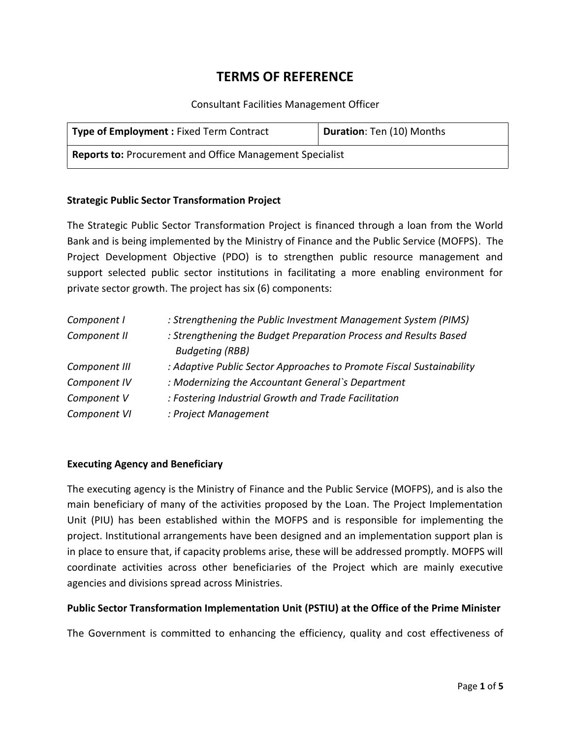# TERMS OF REFERENCE

Consultant Facilities Management Officer

| **Type of Employment :** Fixed Term Contract | **Duration**: Ten (10) Months |
|---|---|
| **Reports to:** Procurement and Office Management Specialist | |

### Strategic Public Sector Transformation Project

The Strategic Public Sector Transformation Project is financed through a loan from the World Bank and is being implemented by the Ministry of Finance and the Public Service (MOFPS). The Project Development Objective (PDO) is to strengthen public resource management and support selected public sector institutions in facilitating a more enabling environment for private sector growth. The project has six (6) components:

| | |
|---|---|
| *Component I* | *: Strengthening the Public Investment Management System (PIMS)* |
| *Component II* | *: Strengthening the Budget Preparation Process and Results Based Budgeting (RBB)* |
| *Component III* | *: Adaptive Public Sector Approaches to Promote Fiscal Sustainability* |
| *Component IV* | *: Modernizing the Accountant General`s Department* |
| *Component V* | *: Fostering Industrial Growth and Trade Facilitation* |
| *Component VI* | *: Project Management* |

### Executing Agency and Beneficiary

The executing agency is the Ministry of Finance and the Public Service (MOFPS), and is also the main beneficiary of many of the activities proposed by the Loan. The Project Implementation Unit (PIU) has been established within the MOFPS and is responsible for implementing the project. Institutional arrangements have been designed and an implementation support plan is in place to ensure that, if capacity problems arise, these will be addressed promptly. MOFPS will coordinate activities across other beneficiaries of the Project which are mainly executive agencies and divisions spread across Ministries.

### Public Sector Transformation Implementation Unit (PSTIU) at the Office of the Prime Minister

The Government is committed to enhancing the efficiency, quality and cost effectiveness of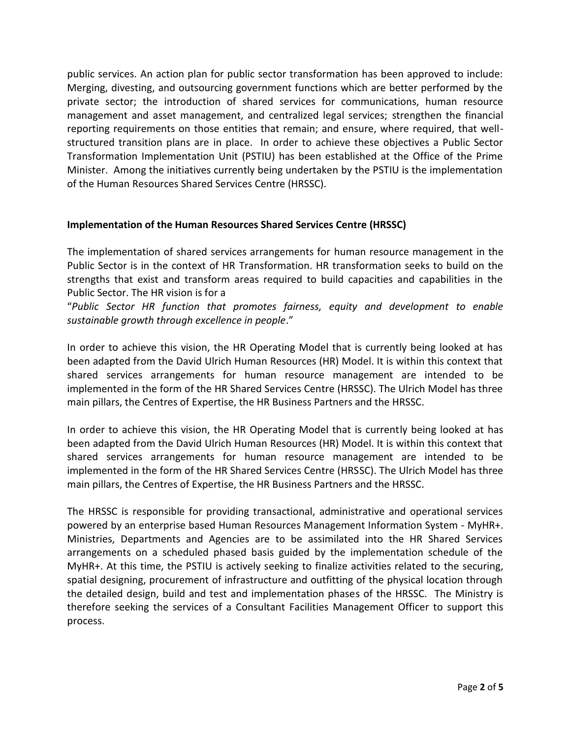public services. An action plan for public sector transformation has been approved to include: Merging, divesting, and outsourcing government functions which are better performed by the private sector; the introduction of shared services for communications, human resource management and asset management, and centralized legal services; strengthen the financial reporting requirements on those entities that remain; and ensure, where required, that well-structured transition plans are in place. In order to achieve these objectives a Public Sector Transformation Implementation Unit (PSTIU) has been established at the Office of the Prime Minister. Among the initiatives currently being undertaken by the PSTIU is the implementation of the Human Resources Shared Services Centre (HRSSC).

**Implementation of the Human Resources Shared Services Centre (HRSSC)**

The implementation of shared services arrangements for human resource management in the Public Sector is in the context of HR Transformation. HR transformation seeks to build on the strengths that exist and transform areas required to build capacities and capabilities in the Public Sector. The HR vision is for a
"*Public Sector HR function that promotes fairness, equity and development to enable sustainable growth through excellence in people*."

In order to achieve this vision, the HR Operating Model that is currently being looked at has been adapted from the David Ulrich Human Resources (HR) Model. It is within this context that shared services arrangements for human resource management are intended to be implemented in the form of the HR Shared Services Centre (HRSSC). The Ulrich Model has three main pillars, the Centres of Expertise, the HR Business Partners and the HRSSC.

In order to achieve this vision, the HR Operating Model that is currently being looked at has been adapted from the David Ulrich Human Resources (HR) Model. It is within this context that shared services arrangements for human resource management are intended to be implemented in the form of the HR Shared Services Centre (HRSSC). The Ulrich Model has three main pillars, the Centres of Expertise, the HR Business Partners and the HRSSC.

The HRSSC is responsible for providing transactional, administrative and operational services powered by an enterprise based Human Resources Management Information System - MyHR+. Ministries, Departments and Agencies are to be assimilated into the HR Shared Services arrangements on a scheduled phased basis guided by the implementation schedule of the MyHR+. At this time, the PSTIU is actively seeking to finalize activities related to the securing, spatial designing, procurement of infrastructure and outfitting of the physical location through the detailed design, build and test and implementation phases of the HRSSC. The Ministry is therefore seeking the services of a Consultant Facilities Management Officer to support this process.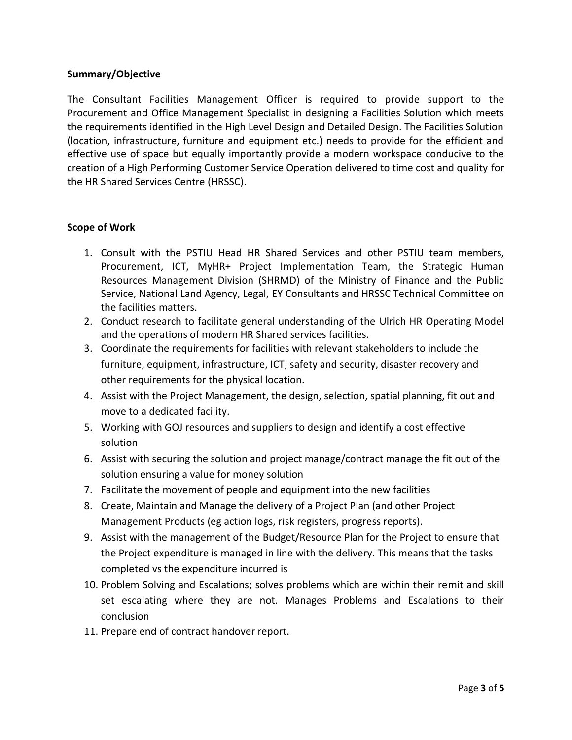**Summary/Objective**

The Consultant Facilities Management Officer is required to provide support to the Procurement and Office Management Specialist in designing a Facilities Solution which meets the requirements identified in the High Level Design and Detailed Design. The Facilities Solution (location, infrastructure, furniture and equipment etc.) needs to provide for the efficient and effective use of space but equally importantly provide a modern workspace conducive to the creation of a High Performing Customer Service Operation delivered to time cost and quality for the HR Shared Services Centre (HRSSC).

**Scope of Work**

1. Consult with the PSTIU Head HR Shared Services and other PSTIU team members, Procurement, ICT, MyHR+ Project Implementation Team, the Strategic Human Resources Management Division (SHRMD) of the Ministry of Finance and the Public Service, National Land Agency, Legal, EY Consultants and HRSSC Technical Committee on the facilities matters.
2. Conduct research to facilitate general understanding of the Ulrich HR Operating Model and the operations of modern HR Shared services facilities.
3. Coordinate the requirements for facilities with relevant stakeholders to include the furniture, equipment, infrastructure, ICT, safety and security, disaster recovery and other requirements for the physical location.
4. Assist with the Project Management, the design, selection, spatial planning, fit out and move to a dedicated facility.
5. Working with GOJ resources and suppliers to design and identify a cost effective solution
6. Assist with securing the solution and project manage/contract manage the fit out of the solution ensuring a value for money solution
7. Facilitate the movement of people and equipment into the new facilities
8. Create, Maintain and Manage the delivery of a Project Plan (and other Project Management Products (eg action logs, risk registers, progress reports).
9. Assist with the management of the Budget/Resource Plan for the Project to ensure that the Project expenditure is managed in line with the delivery. This means that the tasks completed vs the expenditure incurred is
10. Problem Solving and Escalations; solves problems which are within their remit and skill set escalating where they are not. Manages Problems and Escalations to their conclusion
11. Prepare end of contract handover report.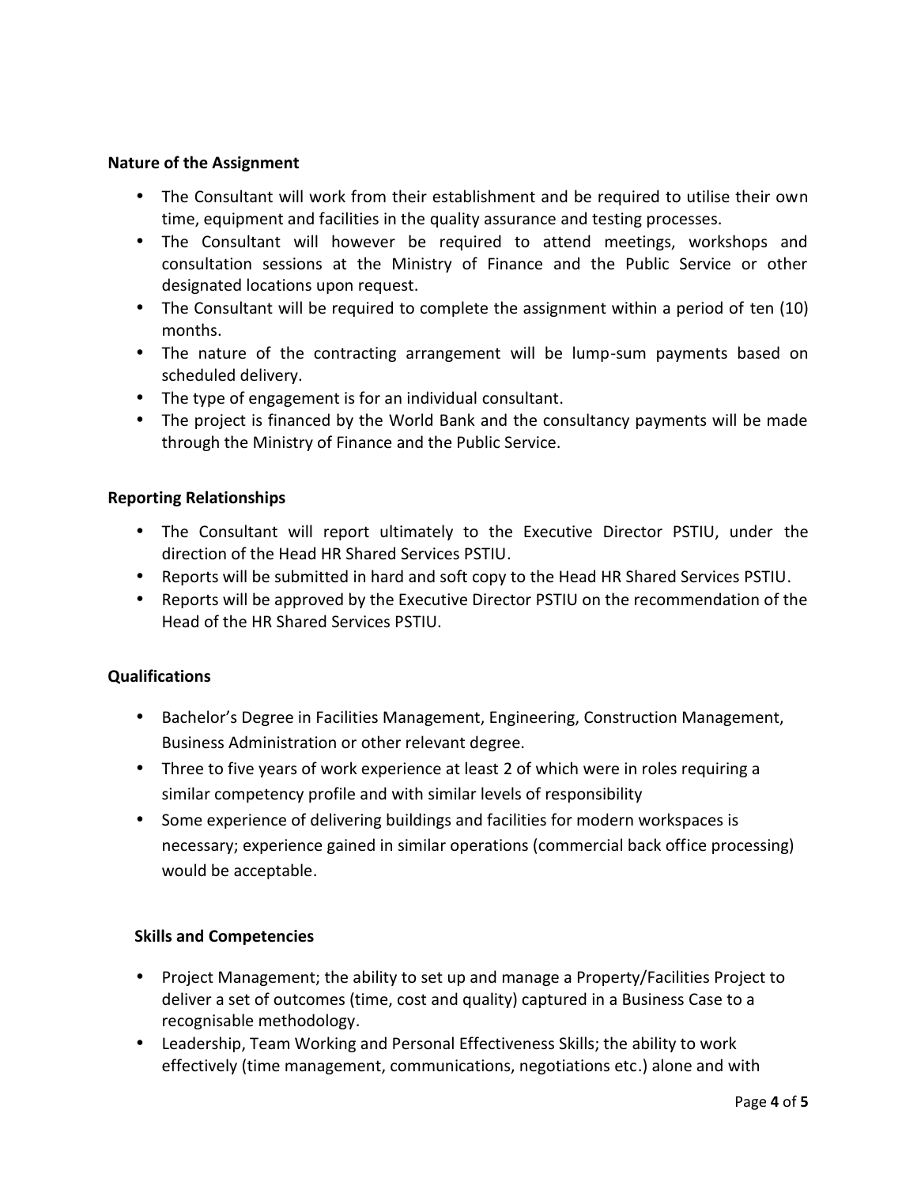**Nature of the Assignment**

- The Consultant will work from their establishment and be required to utilise their own time, equipment and facilities in the quality assurance and testing processes.
- The Consultant will however be required to attend meetings, workshops and consultation sessions at the Ministry of Finance and the Public Service or other designated locations upon request.
- The Consultant will be required to complete the assignment within a period of ten (10) months.
- The nature of the contracting arrangement will be lump-sum payments based on scheduled delivery.
- The type of engagement is for an individual consultant.
- The project is financed by the World Bank and the consultancy payments will be made through the Ministry of Finance and the Public Service.

**Reporting Relationships**

- The Consultant will report ultimately to the Executive Director PSTIU, under the direction of the Head HR Shared Services PSTIU.
- Reports will be submitted in hard and soft copy to the Head HR Shared Services PSTIU.
- Reports will be approved by the Executive Director PSTIU on the recommendation of the Head of the HR Shared Services PSTIU.

**Qualifications**

- Bachelor's Degree in Facilities Management, Engineering, Construction Management, Business Administration or other relevant degree.
- Three to five years of work experience at least 2 of which were in roles requiring a similar competency profile and with similar levels of responsibility
- Some experience of delivering buildings and facilities for modern workspaces is necessary; experience gained in similar operations (commercial back office processing) would be acceptable.

**Skills and Competencies**

- Project Management; the ability to set up and manage a Property/Facilities Project to deliver a set of outcomes (time, cost and quality) captured in a Business Case to a recognisable methodology.
- Leadership, Team Working and Personal Effectiveness Skills; the ability to work effectively (time management, communications, negotiations etc.) alone and with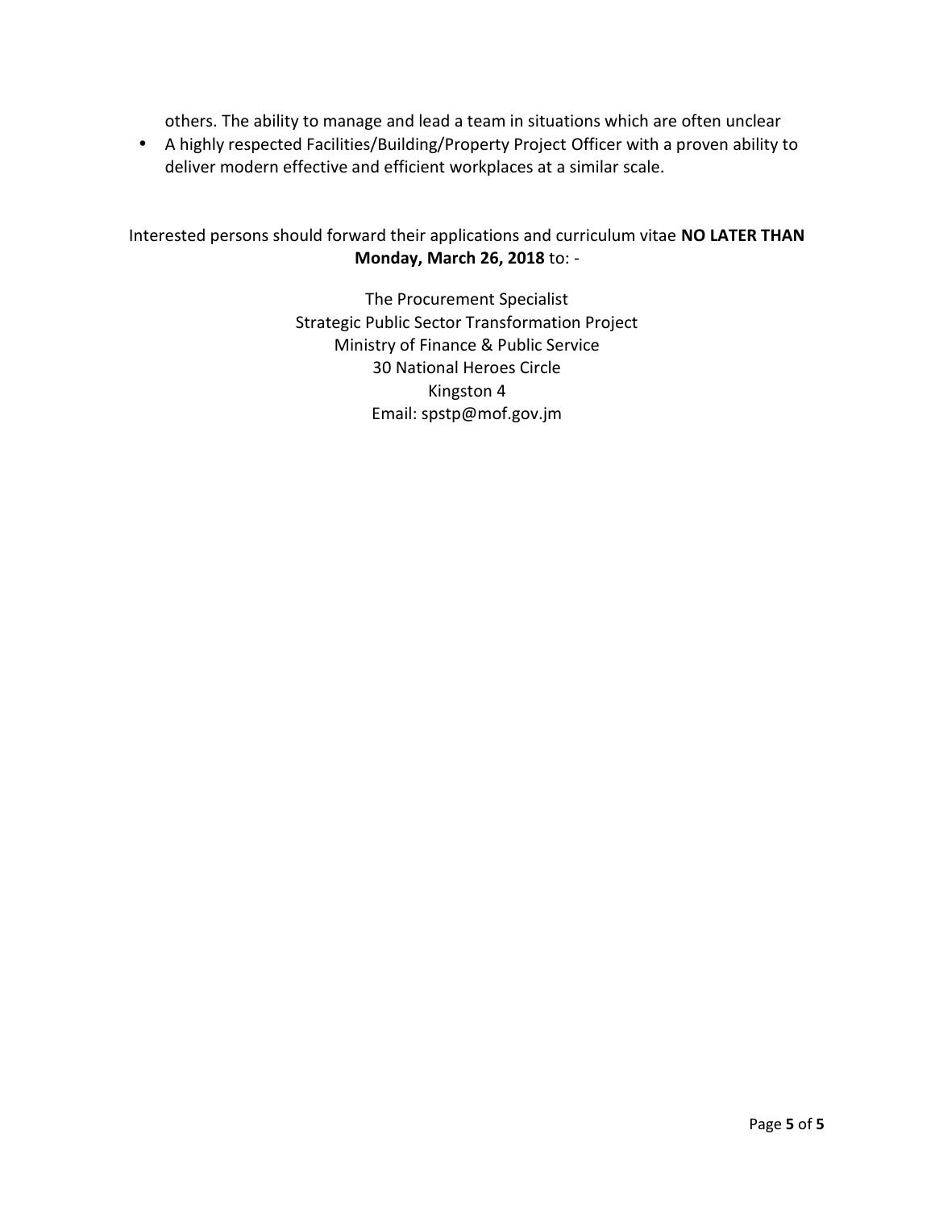others. The ability to manage and lead a team in situations which are often unclear

- A highly respected Facilities/Building/Property Project Officer with a proven ability to deliver modern effective and efficient workplaces at a similar scale.

Interested persons should forward their applications and curriculum vitae **NO LATER THAN Monday, March 26, 2018** to: -

The Procurement Specialist
Strategic Public Sector Transformation Project
Ministry of Finance & Public Service
30 National Heroes Circle
Kingston 4
Email: spstp@mof.gov.jm